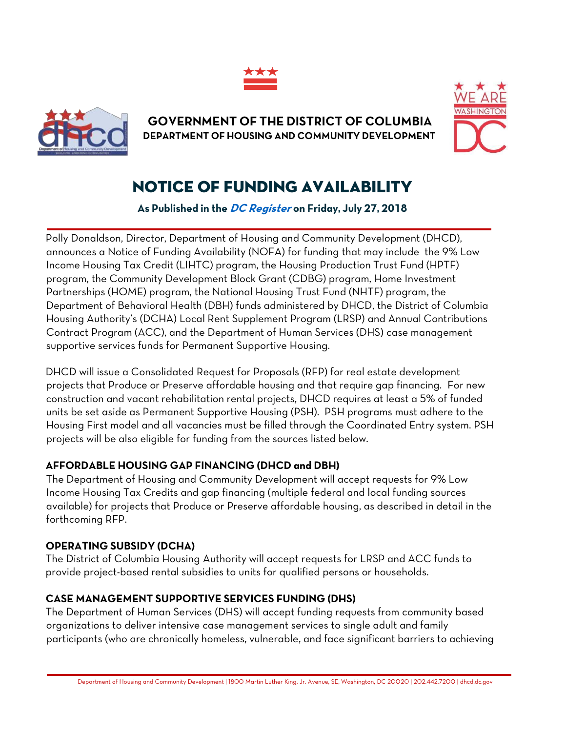**GOVERNMENT OF THE DISTRICT OF COLUMBIA**
**DEPARTMENT OF HOUSING AND COMMUNITY DEVELOPMENT**

# NOTICE OF FUNDING AVAILABILITY

**As Published in the *DC Register* on Friday, July 27, 2018**

Polly Donaldson, Director, Department of Housing and Community Development (DHCD), announces a Notice of Funding Availability (NOFA) for funding that may include the 9% Low Income Housing Tax Credit (LIHTC) program, the Housing Production Trust Fund (HPTF) program, the Community Development Block Grant (CDBG) program, Home Investment Partnerships (HOME) program, the National Housing Trust Fund (NHTF) program, the Department of Behavioral Health (DBH) funds administered by DHCD, the District of Columbia Housing Authority's (DCHA) Local Rent Supplement Program (LRSP) and Annual Contributions Contract Program (ACC), and the Department of Human Services (DHS) case management supportive services funds for Permanent Supportive Housing.

DHCD will issue a Consolidated Request for Proposals (RFP) for real estate development projects that Produce or Preserve affordable housing and that require gap financing. For new construction and vacant rehabilitation rental projects, DHCD requires at least a 5% of funded units be set aside as Permanent Supportive Housing (PSH). PSH programs must adhere to the Housing First model and all vacancies must be filled through the Coordinated Entry system. PSH projects will be also eligible for funding from the sources listed below.

## AFFORDABLE HOUSING GAP FINANCING (DHCD and DBH)

The Department of Housing and Community Development will accept requests for 9% Low Income Housing Tax Credits and gap financing (multiple federal and local funding sources available) for projects that Produce or Preserve affordable housing, as described in detail in the forthcoming RFP.

## OPERATING SUBSIDY (DCHA)

The District of Columbia Housing Authority will accept requests for LRSP and ACC funds to provide project-based rental subsidies to units for qualified persons or households.

## CASE MANAGEMENT SUPPORTIVE SERVICES FUNDING (DHS)

The Department of Human Services (DHS) will accept funding requests from community based organizations to deliver intensive case management services to single adult and family participants (who are chronically homeless, vulnerable, and face significant barriers to achieving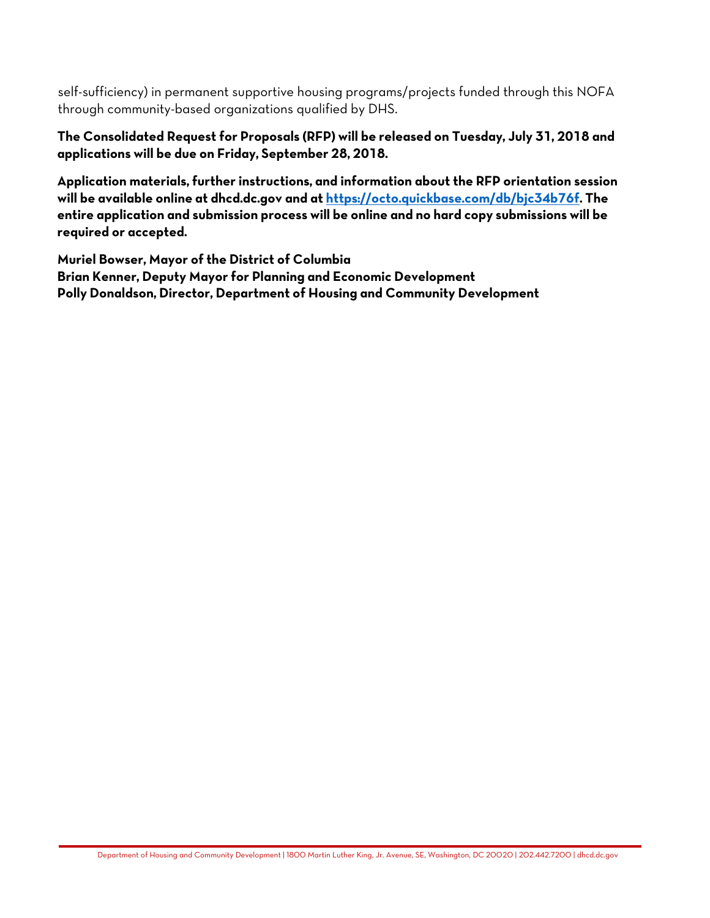self-sufficiency) in permanent supportive housing programs/projects funded through this NOFA through community-based organizations qualified by DHS.

**The Consolidated Request for Proposals (RFP) will be released on Tuesday, July 31, 2018 and applications will be due on Friday, September 28, 2018.**

**Application materials, further instructions, and information about the RFP orientation session will be available online at dhcd.dc.gov and at [https://octo.quickbase.com/db/bjc34b76f](https://octo.quickbase.com/db/bjc34b76f). The entire application and submission process will be online and no hard copy submissions will be required or accepted.**

**Muriel Bowser, Mayor of the District of Columbia**
**Brian Kenner, Deputy Mayor for Planning and Economic Development**
**Polly Donaldson, Director, Department of Housing and Community Development**